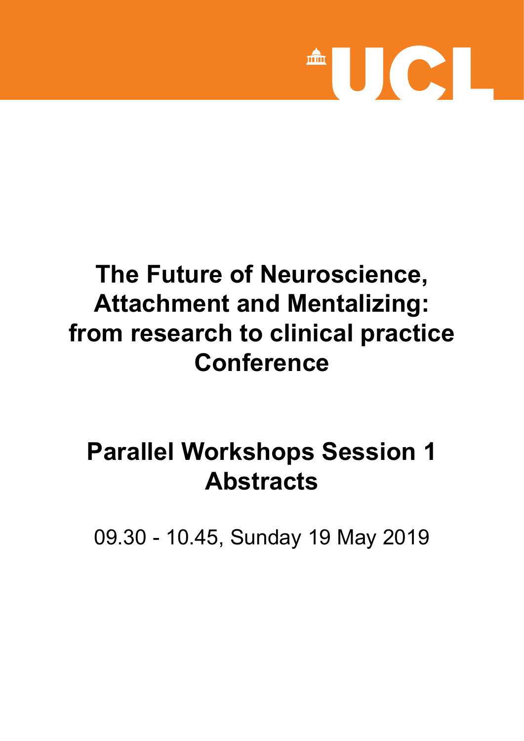# The Future of Neuroscience, Attachment and Mentalizing: from research to clinical practice Conference

## Parallel Workshops Session 1 Abstracts

09.30 - 10.45, Sunday 19 May 2019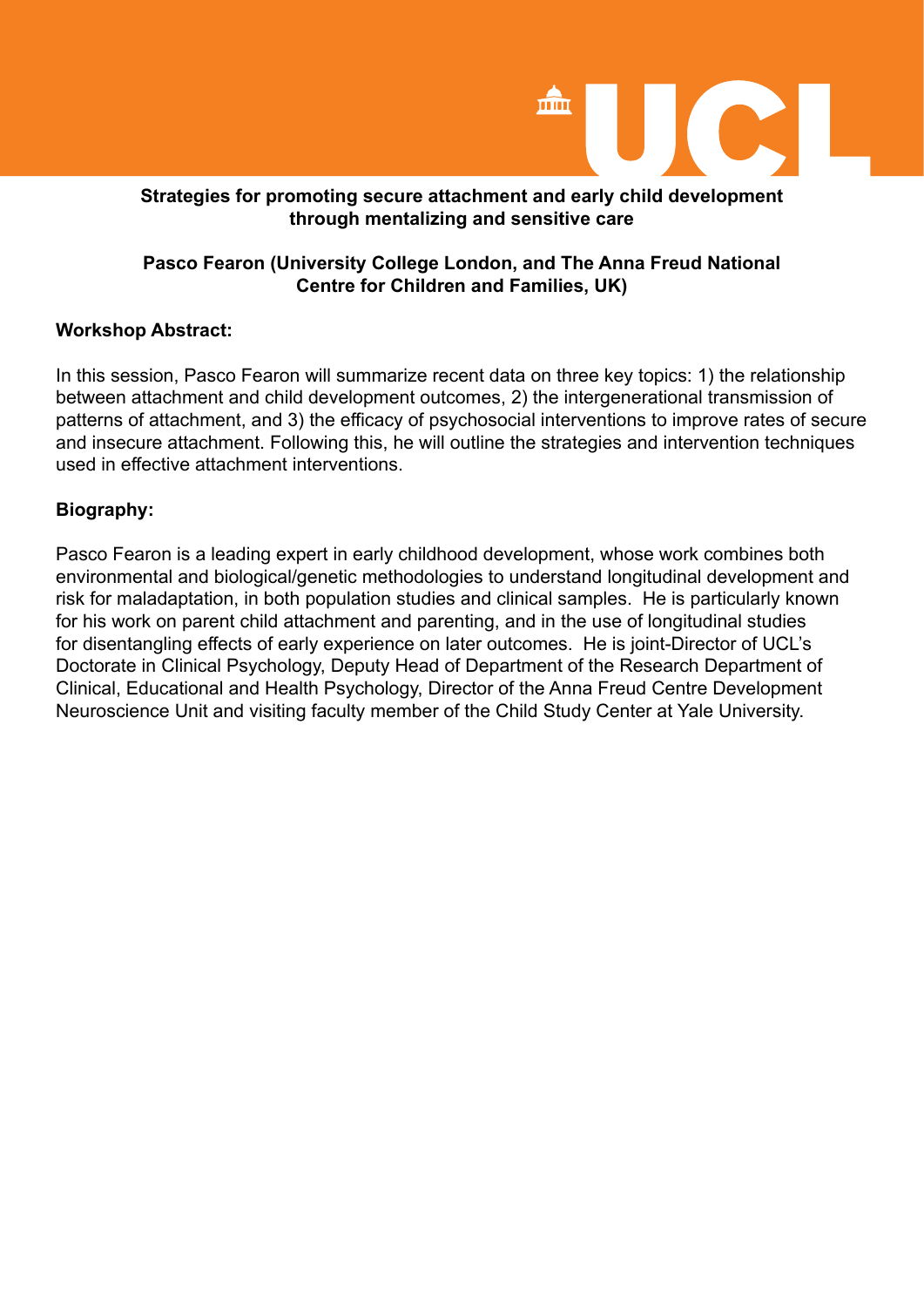**Strategies for promoting secure attachment and early child development through mentalizing and sensitive care**

**Pasco Fearon (University College London, and The Anna Freud National Centre for Children and Families, UK)**

**Workshop Abstract:**

In this session, Pasco Fearon will summarize recent data on three key topics: 1) the relationship between attachment and child development outcomes, 2) the intergenerational transmission of patterns of attachment, and 3) the efficacy of psychosocial interventions to improve rates of secure and insecure attachment. Following this, he will outline the strategies and intervention techniques used in effective attachment interventions.

**Biography:**

Pasco Fearon is a leading expert in early childhood development, whose work combines both environmental and biological/genetic methodologies to understand longitudinal development and risk for maladaptation, in both population studies and clinical samples. He is particularly known for his work on parent child attachment and parenting, and in the use of longitudinal studies for disentangling effects of early experience on later outcomes. He is joint-Director of UCL's Doctorate in Clinical Psychology, Deputy Head of Department of the Research Department of Clinical, Educational and Health Psychology, Director of the Anna Freud Centre Development Neuroscience Unit and visiting faculty member of the Child Study Center at Yale University.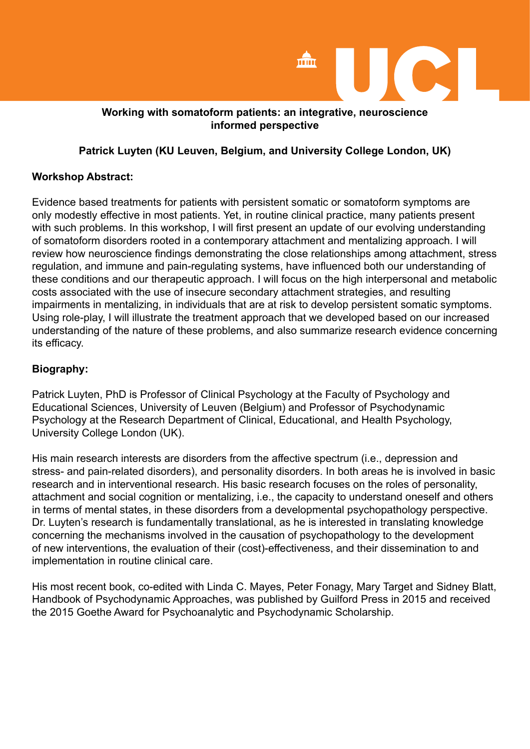**Working with somatoform patients: an integrative, neuroscience informed perspective**

**Patrick Luyten (KU Leuven, Belgium, and University College London, UK)**

**Workshop Abstract:**

Evidence based treatments for patients with persistent somatic or somatoform symptoms are only modestly effective in most patients. Yet, in routine clinical practice, many patients present with such problems. In this workshop, I will first present an update of our evolving understanding of somatoform disorders rooted in a contemporary attachment and mentalizing approach. I will review how neuroscience findings demonstrating the close relationships among attachment, stress regulation, and immune and pain-regulating systems, have influenced both our understanding of these conditions and our therapeutic approach. I will focus on the high interpersonal and metabolic costs associated with the use of insecure secondary attachment strategies, and resulting impairments in mentalizing, in individuals that are at risk to develop persistent somatic symptoms. Using role-play, I will illustrate the treatment approach that we developed based on our increased understanding of the nature of these problems, and also summarize research evidence concerning its efficacy.

**Biography:**

Patrick Luyten, PhD is Professor of Clinical Psychology at the Faculty of Psychology and Educational Sciences, University of Leuven (Belgium) and Professor of Psychodynamic Psychology at the Research Department of Clinical, Educational, and Health Psychology, University College London (UK).

His main research interests are disorders from the affective spectrum (i.e., depression and stress- and pain-related disorders), and personality disorders. In both areas he is involved in basic research and in interventional research. His basic research focuses on the roles of personality, attachment and social cognition or mentalizing, i.e., the capacity to understand oneself and others in terms of mental states, in these disorders from a developmental psychopathology perspective. Dr. Luyten's research is fundamentally translational, as he is interested in translating knowledge concerning the mechanisms involved in the causation of psychopathology to the development of new interventions, the evaluation of their (cost)-effectiveness, and their dissemination to and implementation in routine clinical care.

His most recent book, co-edited with Linda C. Mayes, Peter Fonagy, Mary Target and Sidney Blatt, Handbook of Psychodynamic Approaches, was published by Guilford Press in 2015 and received the 2015 Goethe Award for Psychoanalytic and Psychodynamic Scholarship.